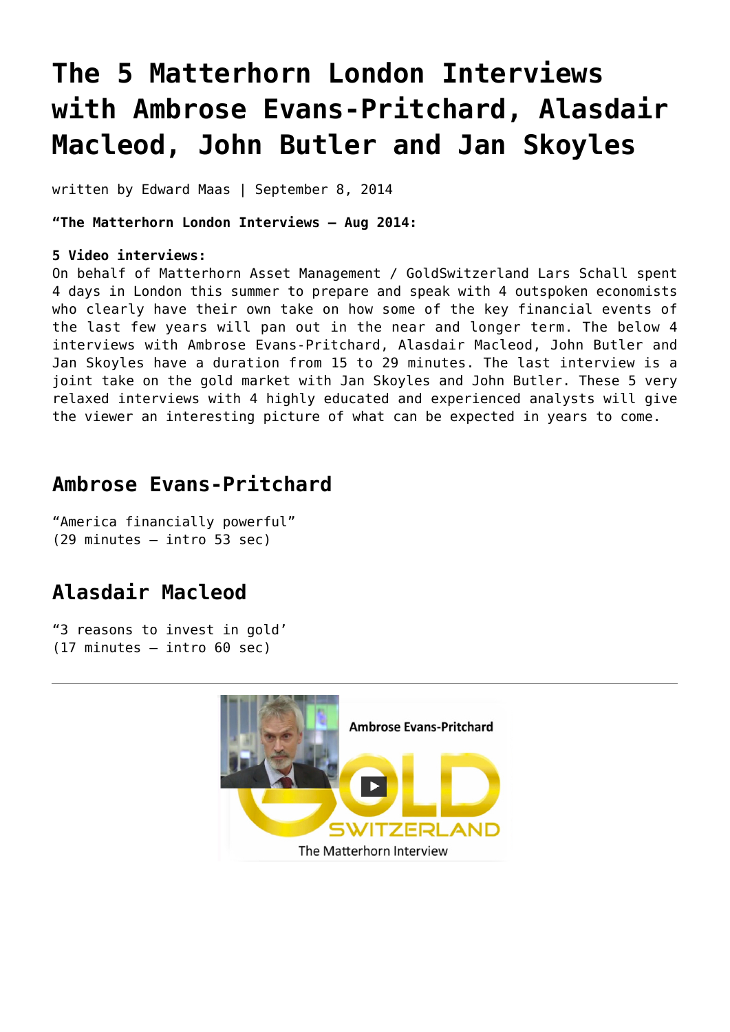# The 5 Matterhorn London Interviews with Ambrose Evans-Pritchard, Alasdair Macleod, John Butler and Jan Skoyles

written by Edward Maas | September 8, 2014

**"The Matterhorn London Interviews – Aug 2014:**

**5 Video interviews:**
On behalf of Matterhorn Asset Management / GoldSwitzerland Lars Schall spent 4 days in London this summer to prepare and speak with 4 outspoken economists who clearly have their own take on how some of the key financial events of the last few years will pan out in the near and longer term. The below 4 interviews with Ambrose Evans-Pritchard, Alasdair Macleod, John Butler and Jan Skoyles have a duration from 15 to 29 minutes. The last interview is a joint take on the gold market with Jan Skoyles and John Butler. These 5 very relaxed interviews with 4 highly educated and experienced analysts will give the viewer an interesting picture of what can be expected in years to come.

## Ambrose Evans-Pritchard

"America financially powerful"
(29 minutes – intro 53 sec)

## Alasdair Macleod

"3 reasons to invest in gold'
(17 minutes – intro 60 sec)

---

Ambrose Evans-Pritchard

GOLD SWITZERLAND

The Matterhorn Interview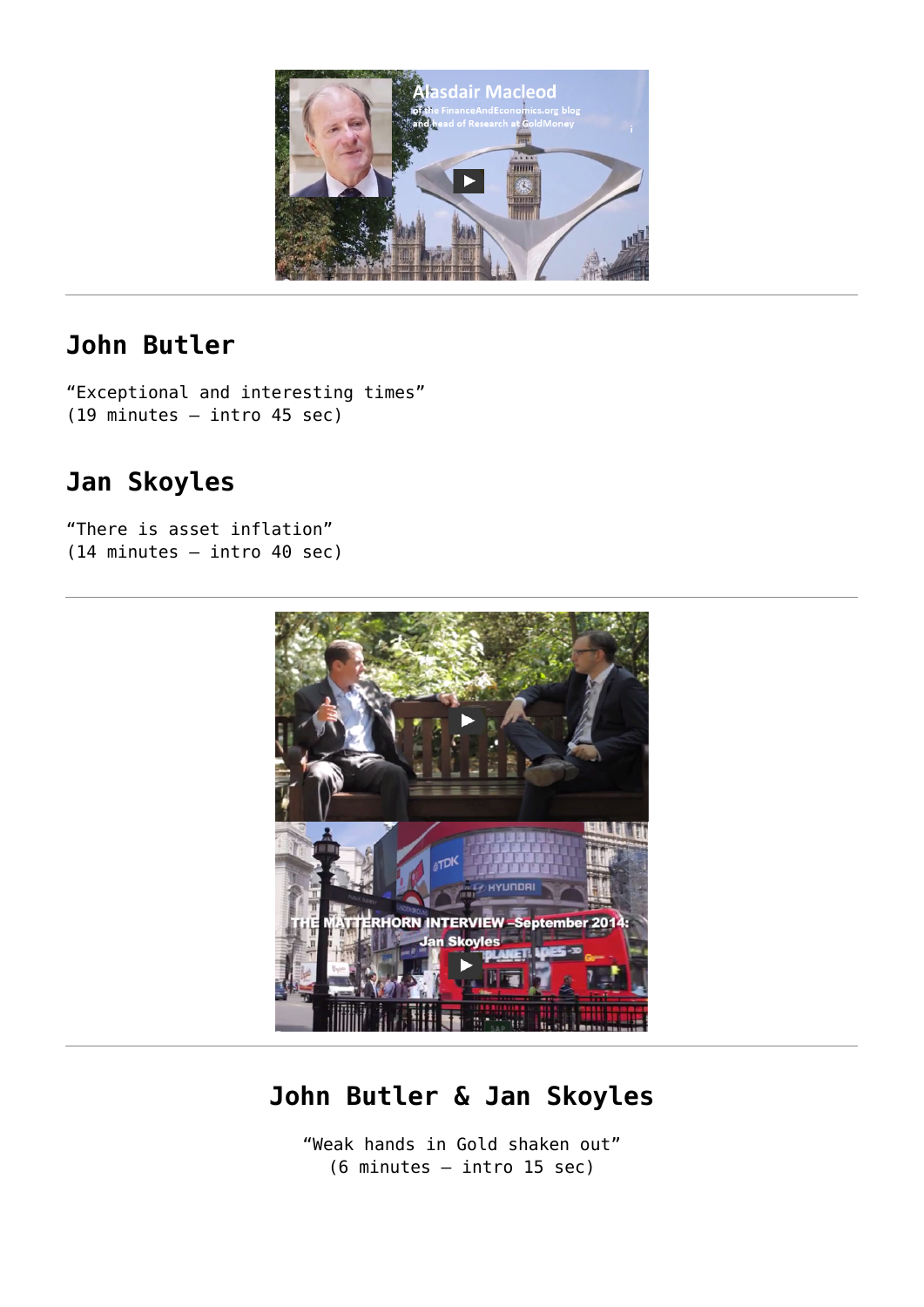---

## John Butler

“Exceptional and interesting times”
(19 minutes – intro 45 sec)

## Jan Skoyles

“There is asset inflation”
(14 minutes – intro 40 sec)

---

---

## John Butler & Jan Skoyles

“Weak hands in Gold shaken out”
(6 minutes – intro 15 sec)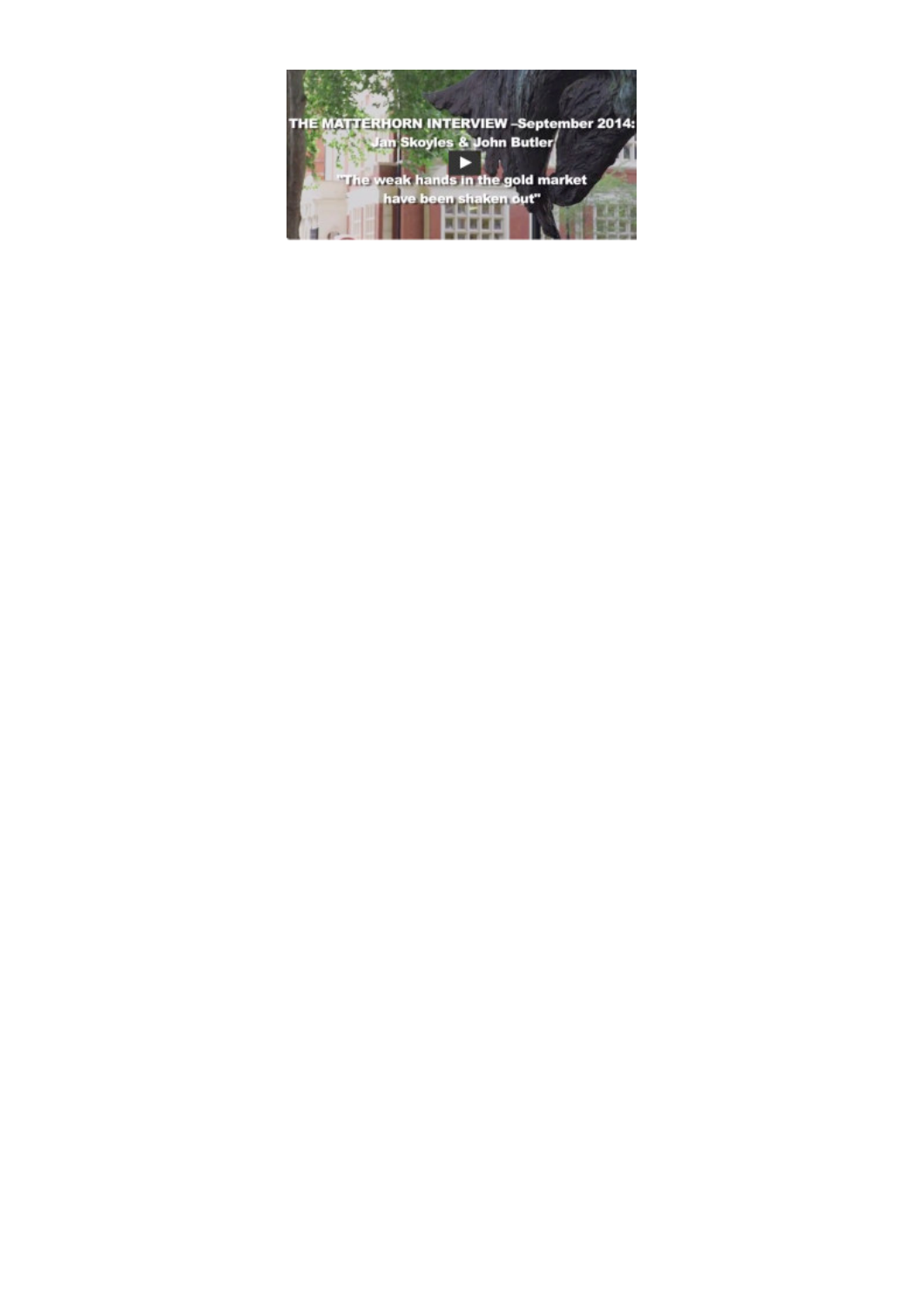THE MATTERHORN INTERVIEW –September 2014:
Jan Skoyles & John Butler

"The weak hands in the gold market have been shaken out"